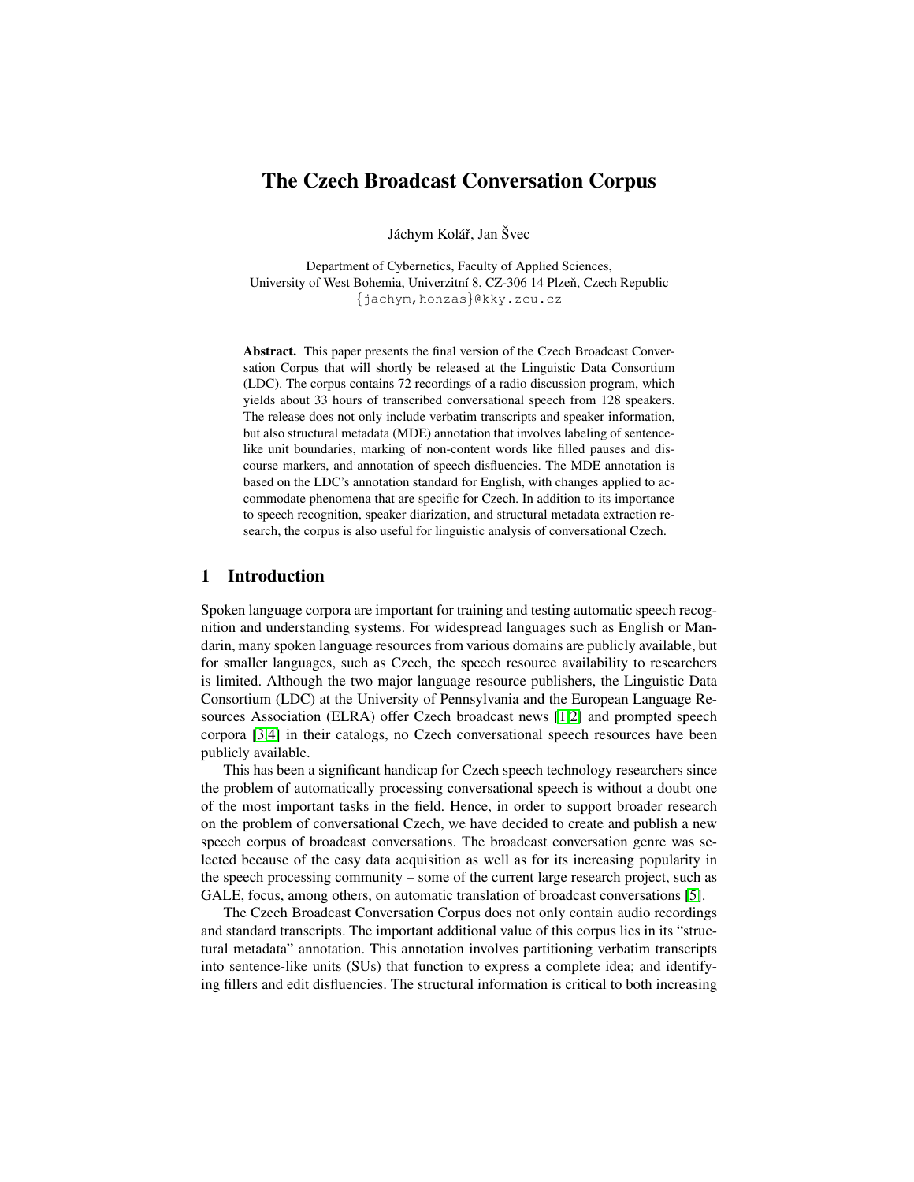# The Czech Broadcast Conversation Corpus

Jáchym Kolář, Jan Švec

Department of Cybernetics, Faculty of Applied Sciences,
University of West Bohemia, Univerzitní 8, CZ-306 14 Plzeň, Czech Republic
{jachym,honzas}@kky.zcu.cz

**Abstract.** This paper presents the final version of the Czech Broadcast Conversation Corpus that will shortly be released at the Linguistic Data Consortium (LDC). The corpus contains 72 recordings of a radio discussion program, which yields about 33 hours of transcribed conversational speech from 128 speakers. The release does not only include verbatim transcripts and speaker information, but also structural metadata (MDE) annotation that involves labeling of sentence-like unit boundaries, marking of non-content words like filled pauses and discourse markers, and annotation of speech disfluencies. The MDE annotation is based on the LDC's annotation standard for English, with changes applied to accommodate phenomena that are specific for Czech. In addition to its importance to speech recognition, speaker diarization, and structural metadata extraction research, the corpus is also useful for linguistic analysis of conversational Czech.

## 1 Introduction

Spoken language corpora are important for training and testing automatic speech recognition and understanding systems. For widespread languages such as English or Mandarin, many spoken language resources from various domains are publicly available, but for smaller languages, such as Czech, the speech resource availability to researchers is limited. Although the two major language resource publishers, the Linguistic Data Consortium (LDC) at the University of Pennsylvania and the European Language Resources Association (ELRA) offer Czech broadcast news [1,2] and prompted speech corpora [3,4] in their catalogs, no Czech conversational speech resources have been publicly available.

This has been a significant handicap for Czech speech technology researchers since the problem of automatically processing conversational speech is without a doubt one of the most important tasks in the field. Hence, in order to support broader research on the problem of conversational Czech, we have decided to create and publish a new speech corpus of broadcast conversations. The broadcast conversation genre was selected because of the easy data acquisition as well as for its increasing popularity in the speech processing community – some of the current large research project, such as GALE, focus, among others, on automatic translation of broadcast conversations [5].

The Czech Broadcast Conversation Corpus does not only contain audio recordings and standard transcripts. The important additional value of this corpus lies in its "structural metadata" annotation. This annotation involves partitioning verbatim transcripts into sentence-like units (SUs) that function to express a complete idea; and identifying fillers and edit disfluencies. The structural information is critical to both increasing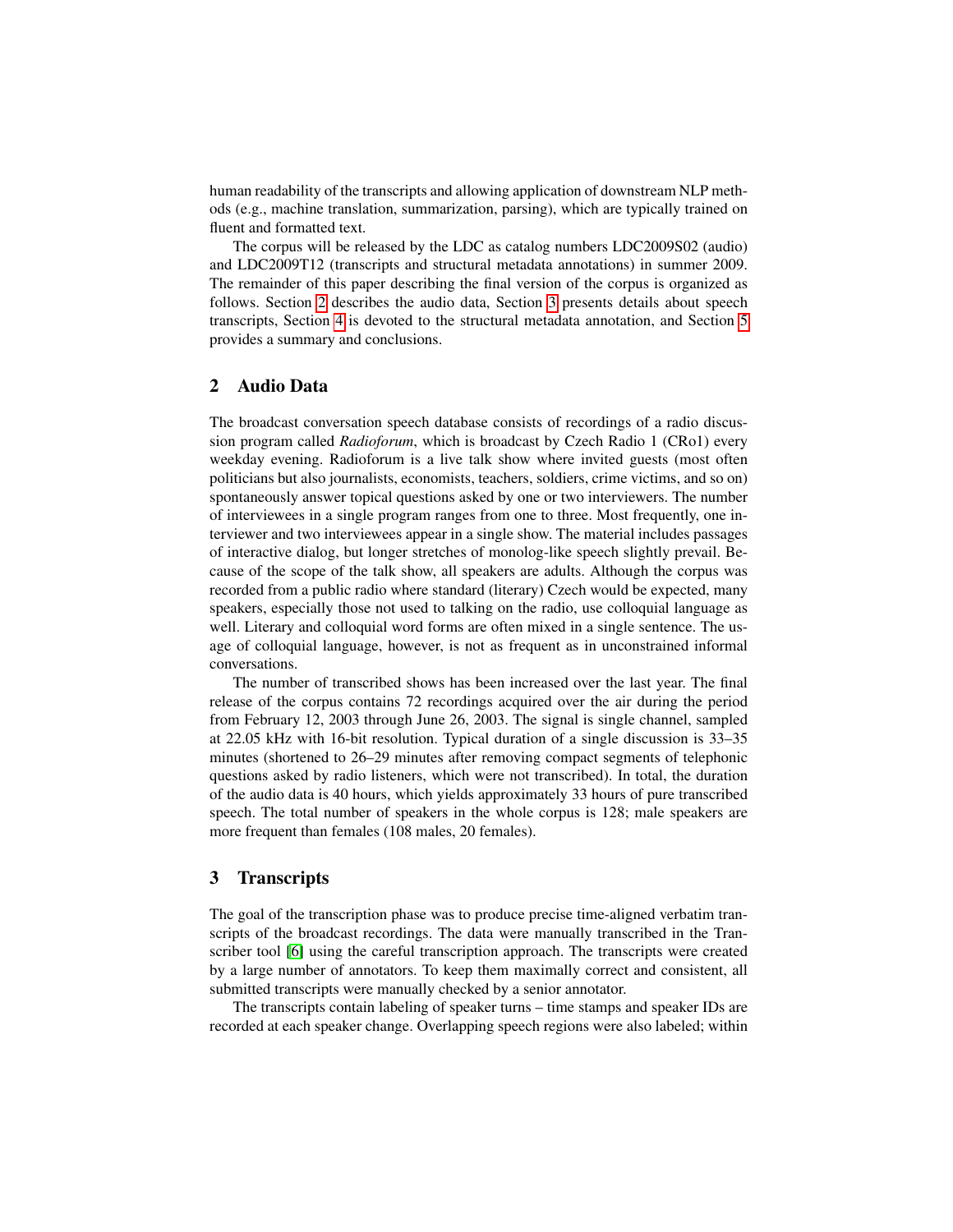human readability of the transcripts and allowing application of downstream NLP methods (e.g., machine translation, summarization, parsing), which are typically trained on fluent and formatted text.

The corpus will be released by the LDC as catalog numbers LDC2009S02 (audio) and LDC2009T12 (transcripts and structural metadata annotations) in summer 2009. The remainder of this paper describing the final version of the corpus is organized as follows. Section 2 describes the audio data, Section 3 presents details about speech transcripts, Section 4 is devoted to the structural metadata annotation, and Section 5 provides a summary and conclusions.

## 2 Audio Data

The broadcast conversation speech database consists of recordings of a radio discussion program called *Radioforum*, which is broadcast by Czech Radio 1 (CRo1) every weekday evening. Radioforum is a live talk show where invited guests (most often politicians but also journalists, economists, teachers, soldiers, crime victims, and so on) spontaneously answer topical questions asked by one or two interviewers. The number of interviewees in a single program ranges from one to three. Most frequently, one interviewer and two interviewees appear in a single show. The material includes passages of interactive dialog, but longer stretches of monolog-like speech slightly prevail. Because of the scope of the talk show, all speakers are adults. Although the corpus was recorded from a public radio where standard (literary) Czech would be expected, many speakers, especially those not used to talking on the radio, use colloquial language as well. Literary and colloquial word forms are often mixed in a single sentence. The usage of colloquial language, however, is not as frequent as in unconstrained informal conversations.

The number of transcribed shows has been increased over the last year. The final release of the corpus contains 72 recordings acquired over the air during the period from February 12, 2003 through June 26, 2003. The signal is single channel, sampled at 22.05 kHz with 16-bit resolution. Typical duration of a single discussion is 33–35 minutes (shortened to 26–29 minutes after removing compact segments of telephonic questions asked by radio listeners, which were not transcribed). In total, the duration of the audio data is 40 hours, which yields approximately 33 hours of pure transcribed speech. The total number of speakers in the whole corpus is 128; male speakers are more frequent than females (108 males, 20 females).

## 3 Transcripts

The goal of the transcription phase was to produce precise time-aligned verbatim transcripts of the broadcast recordings. The data were manually transcribed in the Transcriber tool [6] using the careful transcription approach. The transcripts were created by a large number of annotators. To keep them maximally correct and consistent, all submitted transcripts were manually checked by a senior annotator.

The transcripts contain labeling of speaker turns – time stamps and speaker IDs are recorded at each speaker change. Overlapping speech regions were also labeled; within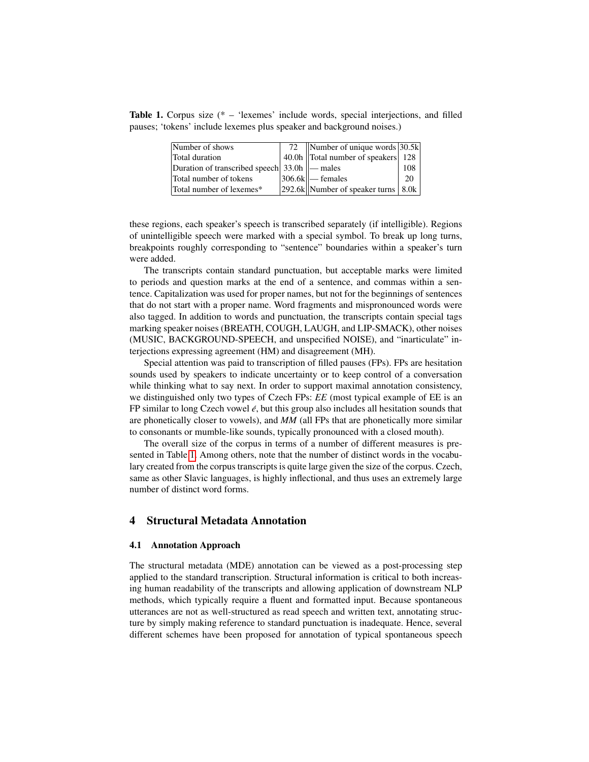**Table 1.** Corpus size (* – 'lexemes' include words, special interjections, and filled pauses; 'tokens' include lexemes plus speaker and background noises.)

| | | | |
|---|---|---|---|
| Number of shows | 72 | Number of unique words | 30.5k |
| Total duration | 40.0h | Total number of speakers | 128 |
| Duration of transcribed speech | 33.0h | — males | 108 |
| Total number of tokens | 306.6k | — females | 20 |
| Total number of lexemes* | 292.6k | Number of speaker turns | 8.0k |

these regions, each speaker's speech is transcribed separately (if intelligible). Regions of unintelligible speech were marked with a special symbol. To break up long turns, breakpoints roughly corresponding to "sentence" boundaries within a speaker's turn were added.

The transcripts contain standard punctuation, but acceptable marks were limited to periods and question marks at the end of a sentence, and commas within a sentence. Capitalization was used for proper names, but not for the beginnings of sentences that do not start with a proper name. Word fragments and mispronounced words were also tagged. In addition to words and punctuation, the transcripts contain special tags marking speaker noises (BREATH, COUGH, LAUGH, and LIP-SMACK), other noises (MUSIC, BACKGROUND-SPEECH, and unspecified NOISE), and "inarticulate" interjections expressing agreement (HM) and disagreement (MH).

Special attention was paid to transcription of filled pauses (FPs). FPs are hesitation sounds used by speakers to indicate uncertainty or to keep control of a conversation while thinking what to say next. In order to support maximal annotation consistency, we distinguished only two types of Czech FPs: *EE* (most typical example of EE is an FP similar to long Czech vowel *é*, but this group also includes all hesitation sounds that are phonetically closer to vowels), and *MM* (all FPs that are phonetically more similar to consonants or mumble-like sounds, typically pronounced with a closed mouth).

The overall size of the corpus in terms of a number of different measures is presented in Table 1. Among others, note that the number of distinct words in the vocabulary created from the corpus transcripts is quite large given the size of the corpus. Czech, same as other Slavic languages, is highly inflectional, and thus uses an extremely large number of distinct word forms.

## 4 Structural Metadata Annotation

### 4.1 Annotation Approach

The structural metadata (MDE) annotation can be viewed as a post-processing step applied to the standard transcription. Structural information is critical to both increasing human readability of the transcripts and allowing application of downstream NLP methods, which typically require a fluent and formatted input. Because spontaneous utterances are not as well-structured as read speech and written text, annotating structure by simply making reference to standard punctuation is inadequate. Hence, several different schemes have been proposed for annotation of typical spontaneous speech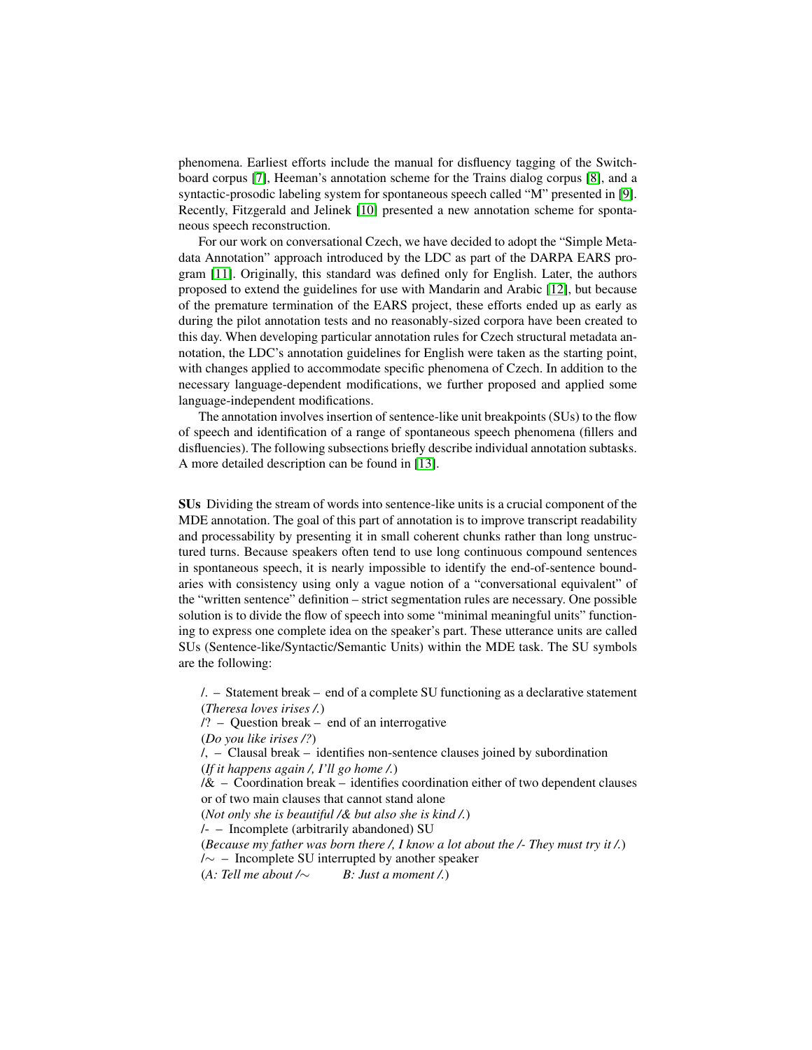phenomena. Earliest efforts include the manual for disfluency tagging of the Switchboard corpus [7], Heeman's annotation scheme for the Trains dialog corpus [8], and a syntactic-prosodic labeling system for spontaneous speech called "M" presented in [9]. Recently, Fitzgerald and Jelinek [10] presented a new annotation scheme for spontaneous speech reconstruction.

For our work on conversational Czech, we have decided to adopt the "Simple Metadata Annotation" approach introduced by the LDC as part of the DARPA EARS program [11]. Originally, this standard was defined only for English. Later, the authors proposed to extend the guidelines for use with Mandarin and Arabic [12], but because of the premature termination of the EARS project, these efforts ended up as early as during the pilot annotation tests and no reasonably-sized corpora have been created to this day. When developing particular annotation rules for Czech structural metadata annotation, the LDC's annotation guidelines for English were taken as the starting point, with changes applied to accommodate specific phenomena of Czech. In addition to the necessary language-dependent modifications, we further proposed and applied some language-independent modifications.

The annotation involves insertion of sentence-like unit breakpoints (SUs) to the flow of speech and identification of a range of spontaneous speech phenomena (fillers and disfluencies). The following subsections briefly describe individual annotation subtasks. A more detailed description can be found in [13].

**SUs** Dividing the stream of words into sentence-like units is a crucial component of the MDE annotation. The goal of this part of annotation is to improve transcript readability and processability by presenting it in small coherent chunks rather than long unstructured turns. Because speakers often tend to use long continuous compound sentences in spontaneous speech, it is nearly impossible to identify the end-of-sentence boundaries with consistency using only a vague notion of a "conversational equivalent" of the "written sentence" definition – strict segmentation rules are necessary. One possible solution is to divide the flow of speech into some "minimal meaningful units" functioning to express one complete idea on the speaker's part. These utterance units are called SUs (Sentence-like/Syntactic/Semantic Units) within the MDE task. The SU symbols are the following:

/. – Statement break – end of a complete SU functioning as a declarative statement
(*Theresa loves irises /.*)
/? – Question break – end of an interrogative
(*Do you like irises /?*)
/, – Clausal break – identifies non-sentence clauses joined by subordination
(*If it happens again /, I'll go home /.*)
/& – Coordination break – identifies coordination either of two dependent clauses or of two main clauses that cannot stand alone
(*Not only she is beautiful /& but also she is kind /.*)
/- – Incomplete (arbitrarily abandoned) SU
(*Because my father was born there /, I know a lot about the /- They must try it /.*)
/∼ – Incomplete SU interrupted by another speaker
(*A: Tell me about /∼*   *B: Just a moment /.*)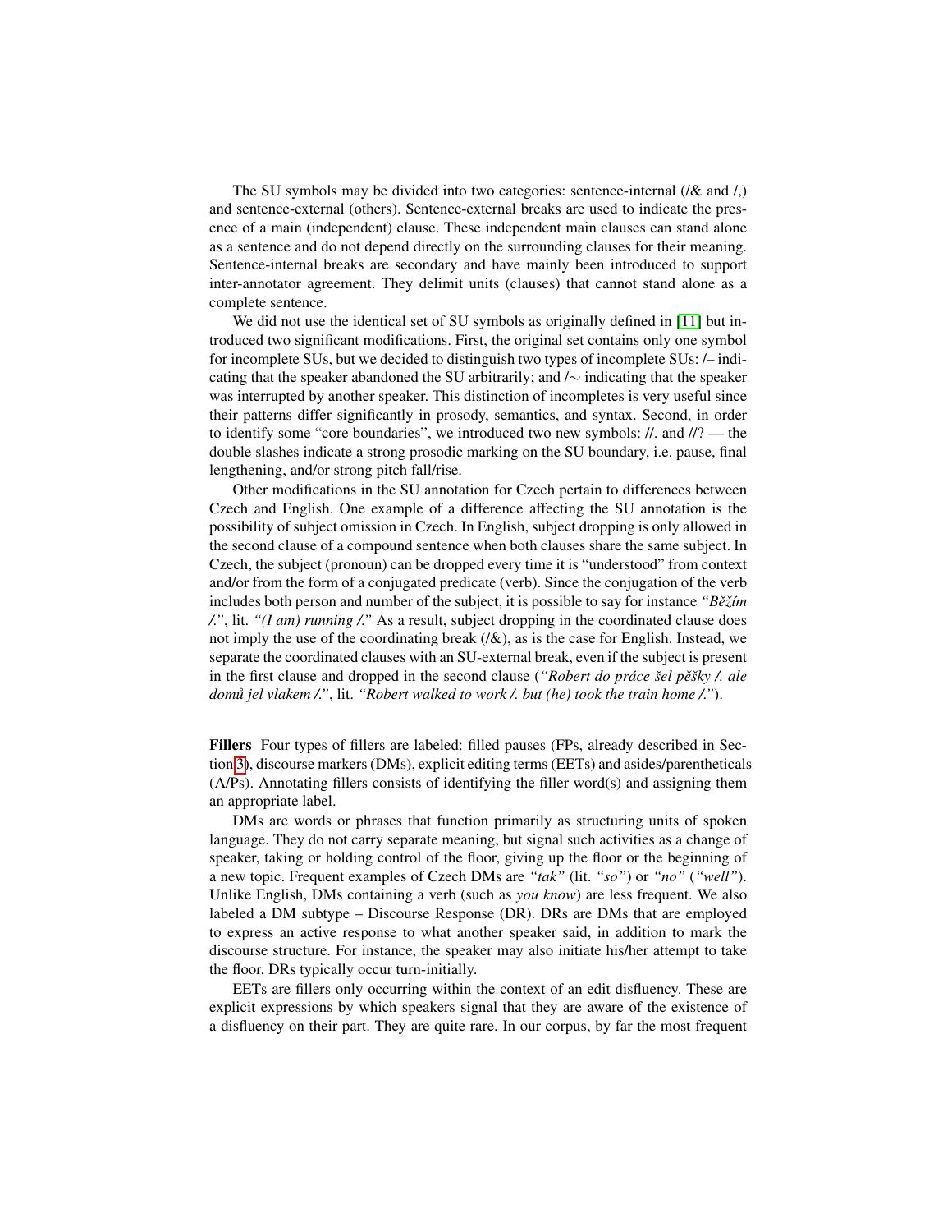The SU symbols may be divided into two categories: sentence-internal (/& and /,) and sentence-external (others). Sentence-external breaks are used to indicate the presence of a main (independent) clause. These independent main clauses can stand alone as a sentence and do not depend directly on the surrounding clauses for their meaning. Sentence-internal breaks are secondary and have mainly been introduced to support inter-annotator agreement. They delimit units (clauses) that cannot stand alone as a complete sentence.

We did not use the identical set of SU symbols as originally defined in [11] but introduced two significant modifications. First, the original set contains only one symbol for incomplete SUs, but we decided to distinguish two types of incomplete SUs: /– indicating that the speaker abandoned the SU arbitrarily; and /∼ indicating that the speaker was interrupted by another speaker. This distinction of incompletes is very useful since their patterns differ significantly in prosody, semantics, and syntax. Second, in order to identify some "core boundaries", we introduced two new symbols: //. and //? — the double slashes indicate a strong prosodic marking on the SU boundary, i.e. pause, final lengthening, and/or strong pitch fall/rise.

Other modifications in the SU annotation for Czech pertain to differences between Czech and English. One example of a difference affecting the SU annotation is the possibility of subject omission in Czech. In English, subject dropping is only allowed in the second clause of a compound sentence when both clauses share the same subject. In Czech, the subject (pronoun) can be dropped every time it is "understood" from context and/or from the form of a conjugated predicate (verb). Since the conjugation of the verb includes both person and number of the subject, it is possible to say for instance *"Běžím /."*, lit. *"(I am) running /."* As a result, subject dropping in the coordinated clause does not imply the use of the coordinating break (/&), as is the case for English. Instead, we separate the coordinated clauses with an SU-external break, even if the subject is present in the first clause and dropped in the second clause (*"Robert do práce šel pěšky /. ale domů jel vlakem /."*, lit. *"Robert walked to work /. but (he) took the train home /."*).

**Fillers** Four types of fillers are labeled: filled pauses (FPs, already described in Section 3), discourse markers (DMs), explicit editing terms (EETs) and asides/parentheticals (A/Ps). Annotating fillers consists of identifying the filler word(s) and assigning them an appropriate label.

DMs are words or phrases that function primarily as structuring units of spoken language. They do not carry separate meaning, but signal such activities as a change of speaker, taking or holding control of the floor, giving up the floor or the beginning of a new topic. Frequent examples of Czech DMs are *"tak"* (lit. *"so"*) or *"no"* (*"well"*). Unlike English, DMs containing a verb (such as *you know*) are less frequent. We also labeled a DM subtype – Discourse Response (DR). DRs are DMs that are employed to express an active response to what another speaker said, in addition to mark the discourse structure. For instance, the speaker may also initiate his/her attempt to take the floor. DRs typically occur turn-initially.

EETs are fillers only occurring within the context of an edit disfluency. These are explicit expressions by which speakers signal that they are aware of the existence of a disfluency on their part. They are quite rare. In our corpus, by far the most frequent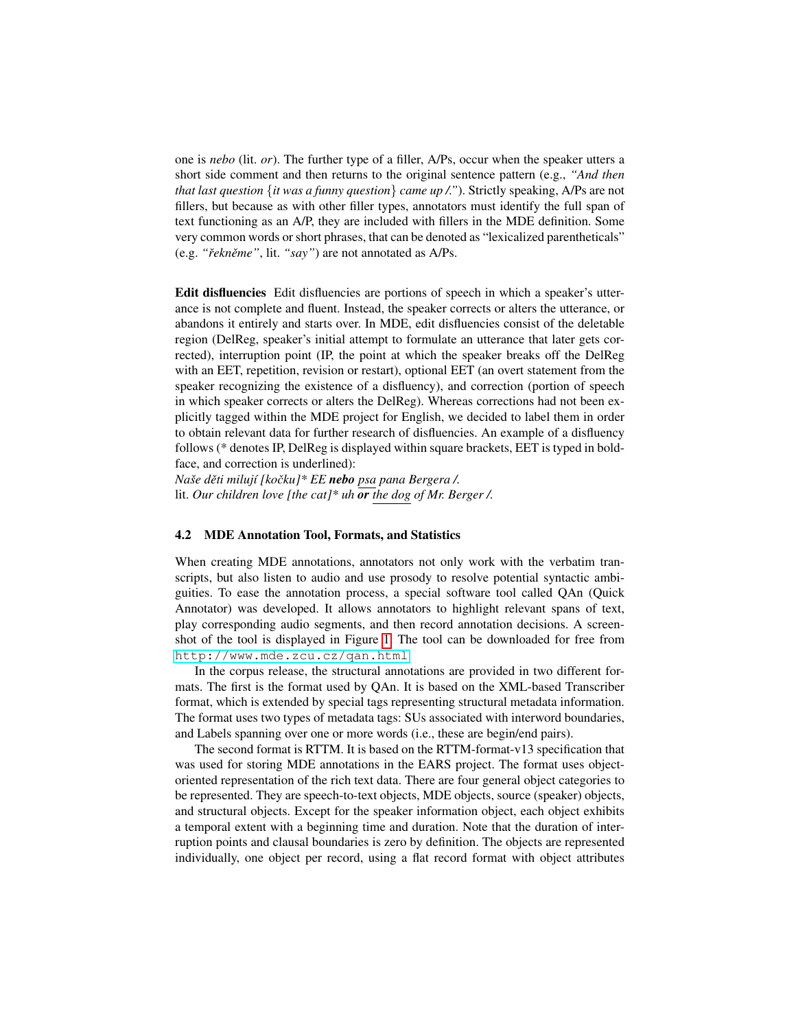one is *nebo* (lit. *or*). The further type of a filler, A/Ps, occur when the speaker utters a short side comment and then returns to the original sentence pattern (e.g., *"And then that last question {it was a funny question} came up /."*). Strictly speaking, A/Ps are not fillers, but because as with other filler types, annotators must identify the full span of text functioning as an A/P, they are included with fillers in the MDE definition. Some very common words or short phrases, that can be denoted as "lexicalized parentheticals" (e.g. *"řekněme"*, lit. *"say"*) are not annotated as A/Ps.

**Edit disfluencies** Edit disfluencies are portions of speech in which a speaker's utterance is not complete and fluent. Instead, the speaker corrects or alters the utterance, or abandons it entirely and starts over. In MDE, edit disfluencies consist of the deletable region (DelReg, speaker's initial attempt to formulate an utterance that later gets corrected), interruption point (IP, the point at which the speaker breaks off the DelReg with an EET, repetition, revision or restart), optional EET (an overt statement from the speaker recognizing the existence of a disfluency), and correction (portion of speech in which speaker corrects or alters the DelReg). Whereas corrections had not been explicitly tagged within the MDE project for English, we decided to label them in order to obtain relevant data for further research of disfluencies. An example of a disfluency follows (* denotes IP, DelReg is displayed within square brackets, EET is typed in boldface, and correction is underlined):

*Naše děti milují [kočku]* EE* ***nebo*** *<u>psa</u> pana Bergera /.*
lit. *Our children love [the cat]* uh* ***or*** *<u>the dog</u> of Mr. Berger /.*

### 4.2 MDE Annotation Tool, Formats, and Statistics

When creating MDE annotations, annotators not only work with the verbatim transcripts, but also listen to audio and use prosody to resolve potential syntactic ambiguities. To ease the annotation process, a special software tool called QAn (Quick Annotator) was developed. It allows annotators to highlight relevant spans of text, play corresponding audio segments, and then record annotation decisions. A screenshot of the tool is displayed in Figure 1. The tool can be downloaded for free from `http://www.mde.zcu.cz/qan.html`.

In the corpus release, the structural annotations are provided in two different formats. The first is the format used by QAn. It is based on the XML-based Transcriber format, which is extended by special tags representing structural metadata information. The format uses two types of metadata tags: SUs associated with interword boundaries, and Labels spanning over one or more words (i.e., these are begin/end pairs).

The second format is RTTM. It is based on the RTTM-format-v13 specification that was used for storing MDE annotations in the EARS project. The format uses object-oriented representation of the rich text data. There are four general object categories to be represented. They are speech-to-text objects, MDE objects, source (speaker) objects, and structural objects. Except for the speaker information object, each object exhibits a temporal extent with a beginning time and duration. Note that the duration of interruption points and clausal boundaries is zero by definition. The objects are represented individually, one object per record, using a flat record format with object attributes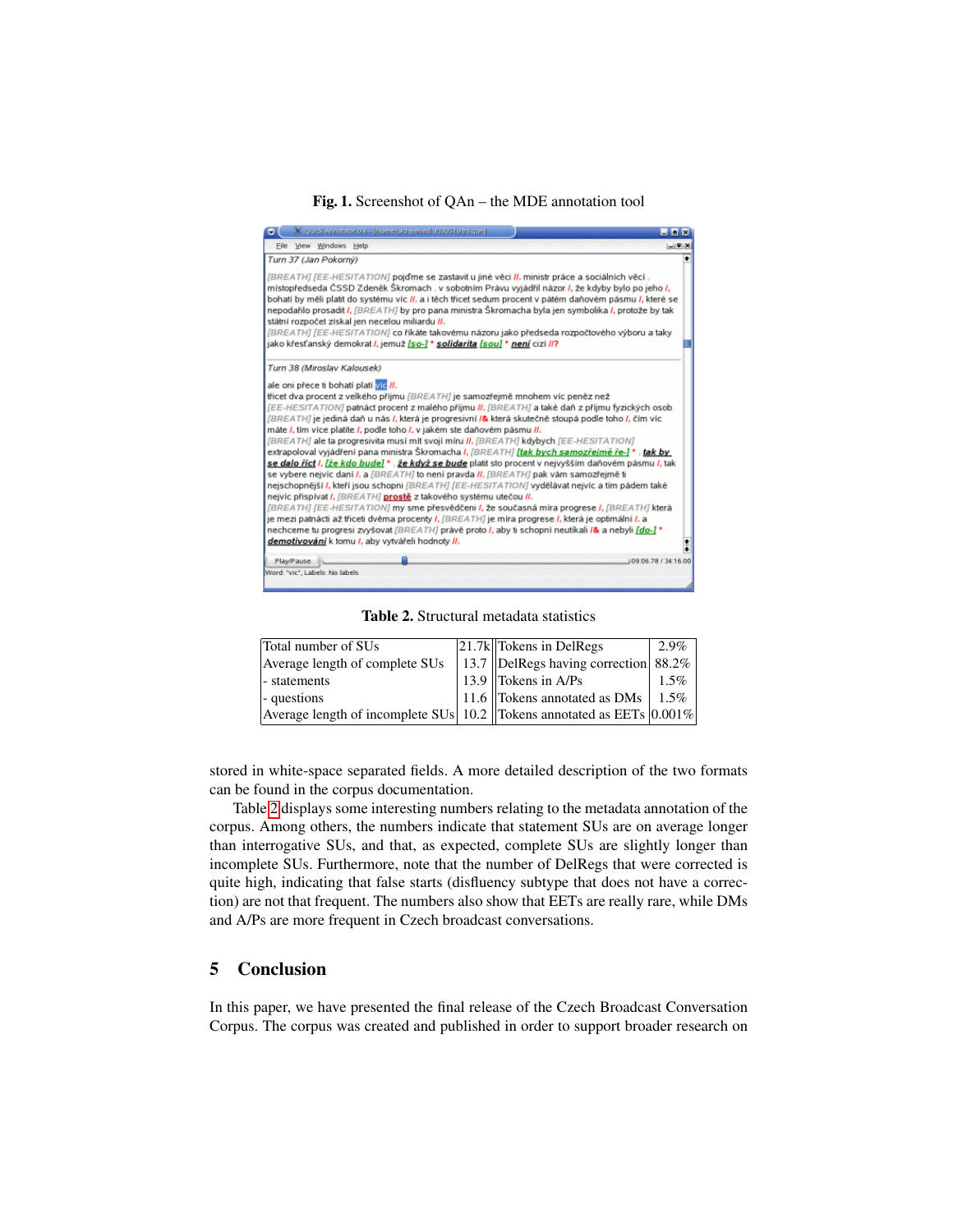**Fig. 1.** Screenshot of QAn – the MDE annotation tool

**Table 2.** Structural metadata statistics

| Total number of SUs | 21.7k | Tokens in DelRegs | 2.9% |
|---|---|---|---|
| Average length of complete SUs | 13.7 | DelRegs having correction | 88.2% |
| - statements | 13.9 | Tokens in A/Ps | 1.5% |
| - questions | 11.6 | Tokens annotated as DMs | 1.5% |
| Average length of incomplete SUs | 10.2 | Tokens annotated as EETs | 0.001% |

stored in white-space separated fields. A more detailed description of the two formats can be found in the corpus documentation.

Table 2 displays some interesting numbers relating to the metadata annotation of the corpus. Among others, the numbers indicate that statement SUs are on average longer than interrogative SUs, and that, as expected, complete SUs are slightly longer than incomplete SUs. Furthermore, note that the number of DelRegs that were corrected is quite high, indicating that false starts (disfluency subtype that does not have a correction) are not that frequent. The numbers also show that EETs are really rare, while DMs and A/Ps are more frequent in Czech broadcast conversations.

## 5 Conclusion

In this paper, we have presented the final release of the Czech Broadcast Conversation Corpus. The corpus was created and published in order to support broader research on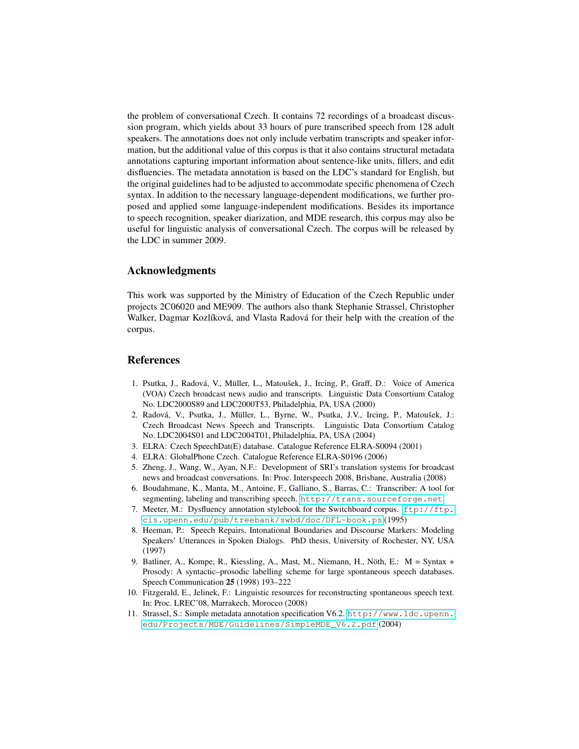the problem of conversational Czech. It contains 72 recordings of a broadcast discussion program, which yields about 33 hours of pure transcribed speech from 128 adult speakers. The annotations does not only include verbatim transcripts and speaker information, but the additional value of this corpus is that it also contains structural metadata annotations capturing important information about sentence-like units, fillers, and edit disfluencies. The metadata annotation is based on the LDC's standard for English, but the original guidelines had to be adjusted to accommodate specific phenomena of Czech syntax. In addition to the necessary language-dependent modifications, we further proposed and applied some language-independent modifications. Besides its importance to speech recognition, speaker diarization, and MDE research, this corpus may also be useful for linguistic analysis of conversational Czech. The corpus will be released by the LDC in summer 2009.

## Acknowledgments

This work was supported by the Ministry of Education of the Czech Republic under projects 2C06020 and ME909. The authors also thank Stephanie Strassel, Christopher Walker, Dagmar Kozlíková, and Vlasta Radová for their help with the creation of the corpus.

## References

1. Psutka, J., Radová, V., Müller, L., Matoušek, J., Ircing, P., Graff, D.: Voice of America (VOA) Czech broadcast news audio and transcripts. Linguistic Data Consortium Catalog No. LDC2000S89 and LDC2000T53, Philadelphia, PA, USA (2000)
2. Radová, V., Psutka, J., Müller, L., Byrne, W., Psutka, J.V., Ircing, P., Matoušek, J.: Czech Broadcast News Speech and Transcripts. Linguistic Data Consortium Catalog No. LDC2004S01 and LDC2004T01, Philadelphia, PA, USA (2004)
3. ELRA: Czech SpeechDat(E) database. Catalogue Reference ELRA-S0094 (2001)
4. ELRA: GlobalPhone Czech. Catalogue Reference ELRA-S0196 (2006)
5. Zheng, J., Wang, W., Ayan, N.F.: Development of SRI's translation systems for broadcast news and broadcast conversations. In: Proc. Interspeech 2008, Brisbane, Australia (2008)
6. Boudahmane, K., Manta, M., Antoine, F., Galliano, S., Barras, C.: Transcriber: A tool for segmenting, labeling and transcribing speech. `http://trans.sourceforge.net`
7. Meeter, M.: Dysfluency annotation stylebook for the Switchboard corpus. `ftp://ftp.cis.upenn.edu/pub/treebank/swbd/doc/DFL-book.ps` (1995)
8. Heeman, P.: Speech Repairs, Intonational Boundaries and Discourse Markers: Modeling Speakers' Utterances in Spoken Dialogs. PhD thesis, University of Rochester, NY, USA (1997)
9. Batliner, A., Kompe, R., Kiessling, A., Mast, M., Niemann, H., Nöth, E.: M = Syntax + Prosody: A syntactic–prosodic labelling scheme for large spontaneous speech databases. Speech Communication **25** (1998) 193–222
10. Fitzgerald, E., Jelinek, F.: Linguistic resources for reconstructing spontaneous speech text. In: Proc. LREC'08, Marrakech, Morocco (2008)
11. Strassel, S.: Simple metadata annotation specification V6.2. `http://www.ldc.upenn.edu/Projects/MDE/Guidelines/SimpleMDE_V6.2.pdf` (2004)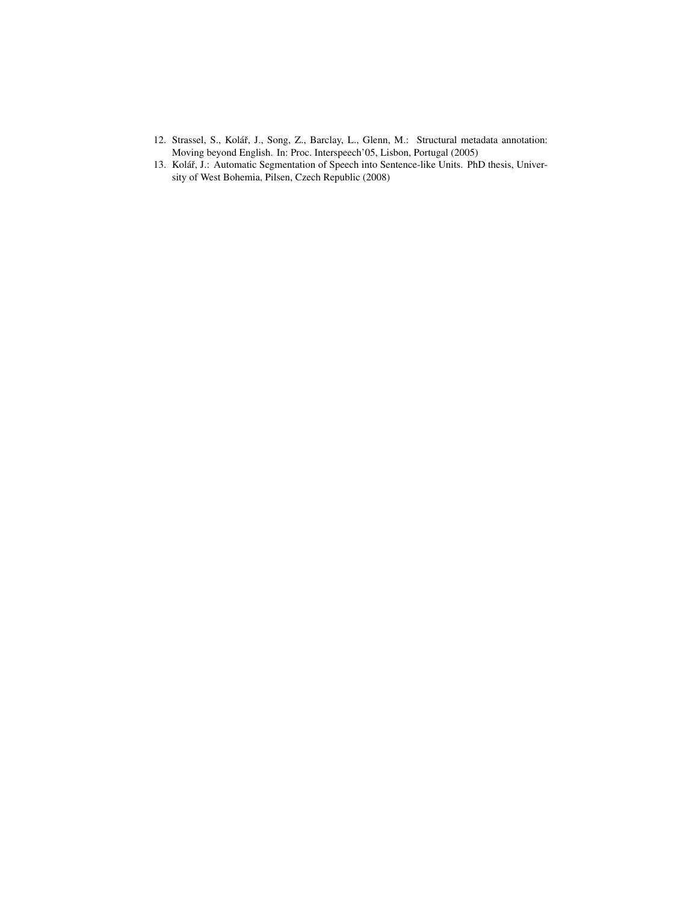12. Strassel, S., Kolář, J., Song, Z., Barclay, L., Glenn, M.: Structural metadata annotation: Moving beyond English. In: Proc. Interspeech'05, Lisbon, Portugal (2005)
13. Kolář, J.: Automatic Segmentation of Speech into Sentence-like Units. PhD thesis, University of West Bohemia, Pilsen, Czech Republic (2008)